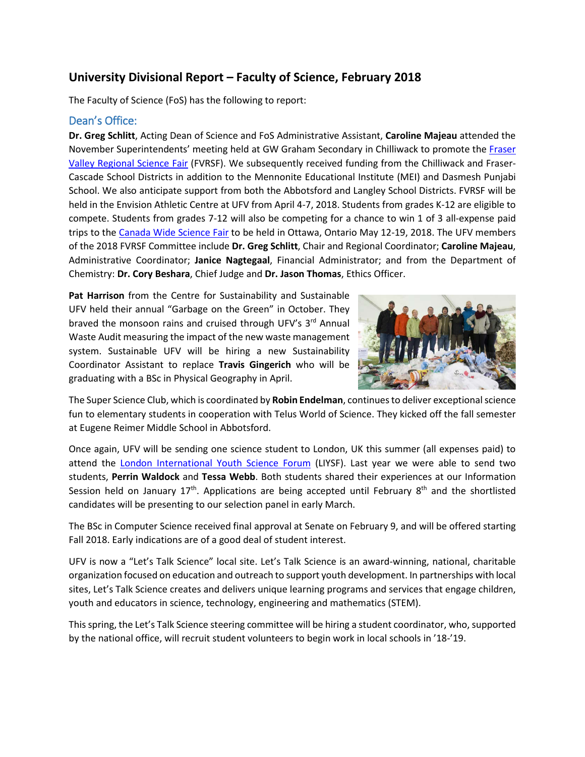# University Divisional Report – Faculty of Science, February 2018

The Faculty of Science (FoS) has the following to report:

## Dean's Office:

**Dr. Greg Schlitt**, Acting Dean of Science and FoS Administrative Assistant, **Caroline Majeau** attended the November Superintendents' meeting held at GW Graham Secondary in Chilliwack to promote the Fraser Valley Regional Science Fair (FVRSF). We subsequently received funding from the Chilliwack and Fraser-Cascade School Districts in addition to the Mennonite Educational Institute (MEI) and Dasmesh Punjabi School. We also anticipate support from both the Abbotsford and Langley School Districts. FVRSF will be held in the Envision Athletic Centre at UFV from April 4-7, 2018. Students from grades K-12 are eligible to compete. Students from grades 7-12 will also be competing for a chance to win 1 of 3 all-expense paid trips to the Canada Wide Science Fair to be held in Ottawa, Ontario May 12-19, 2018. The UFV members of the 2018 FVRSF Committee include **Dr. Greg Schlitt**, Chair and Regional Coordinator; **Caroline Majeau**, Administrative Coordinator; **Janice Nagtegaal**, Financial Administrator; and from the Department of Chemistry: **Dr. Cory Beshara**, Chief Judge and **Dr. Jason Thomas**, Ethics Officer.

**Pat Harrison** from the Centre for Sustainability and Sustainable UFV held their annual "Garbage on the Green" in October. They braved the monsoon rains and cruised through UFV's 3rd Annual Waste Audit measuring the impact of the new waste management system. Sustainable UFV will be hiring a new Sustainability Coordinator Assistant to replace **Travis Gingerich** who will be graduating with a BSc in Physical Geography in April.

The Super Science Club, which is coordinated by **Robin Endelman**, continues to deliver exceptional science fun to elementary students in cooperation with Telus World of Science. They kicked off the fall semester at Eugene Reimer Middle School in Abbotsford.

Once again, UFV will be sending one science student to London, UK this summer (all expenses paid) to attend the London International Youth Science Forum (LIYSF). Last year we were able to send two students, **Perrin Waldock** and **Tessa Webb**. Both students shared their experiences at our Information Session held on January 17th. Applications are being accepted until February 8th and the shortlisted candidates will be presenting to our selection panel in early March.

The BSc in Computer Science received final approval at Senate on February 9, and will be offered starting Fall 2018. Early indications are of a good deal of student interest.

UFV is now a "Let's Talk Science" local site. Let's Talk Science is an award-winning, national, charitable organization focused on education and outreach to support youth development. In partnerships with local sites, Let's Talk Science creates and delivers unique learning programs and services that engage children, youth and educators in science, technology, engineering and mathematics (STEM).

This spring, the Let's Talk Science steering committee will be hiring a student coordinator, who, supported by the national office, will recruit student volunteers to begin work in local schools in '18-'19.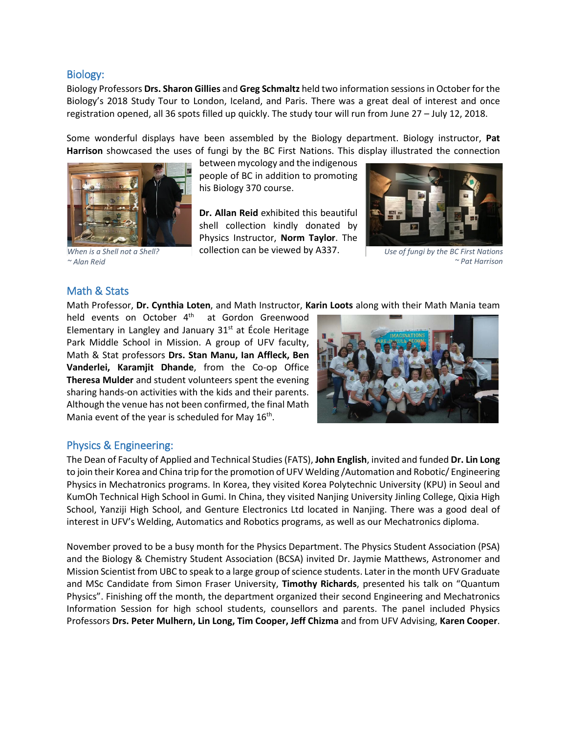## Biology:

Biology Professors **Drs. Sharon Gillies** and **Greg Schmaltz** held two information sessions in October for the Biology's 2018 Study Tour to London, Iceland, and Paris. There was a great deal of interest and once registration opened, all 36 spots filled up quickly. The study tour will run from June 27 – July 12, 2018.

Some wonderful displays have been assembled by the Biology department. Biology instructor, **Pat Harrison** showcased the uses of fungi by the BC First Nations. This display illustrated the connection between mycology and the indigenous people of BC in addition to promoting his Biology 370 course.

**Dr. Allan Reid** exhibited this beautiful shell collection kindly donated by Physics Instructor, **Norm Taylor**. The collection can be viewed by A337.

*When is a Shell not a Shell?*
*~ Alan Reid*

*Use of fungi by the BC First Nations*
*~ Pat Harrison*

## Math & Stats

Math Professor, **Dr. Cynthia Loten**, and Math Instructor, **Karin Loots** along with their Math Mania team held events on October 4th at Gordon Greenwood Elementary in Langley and January 31st at École Heritage Park Middle School in Mission. A group of UFV faculty, Math & Stat professors **Drs. Stan Manu, Ian Affleck, Ben Vanderlei, Karamjit Dhande**, from the Co-op Office **Theresa Mulder** and student volunteers spent the evening sharing hands-on activities with the kids and their parents. Although the venue has not been confirmed, the final Math Mania event of the year is scheduled for May 16th.

## Physics & Engineering:

The Dean of Faculty of Applied and Technical Studies (FATS), **John English**, invited and funded **Dr. Lin Long** to join their Korea and China trip for the promotion of UFV Welding /Automation and Robotic/ Engineering Physics in Mechatronics programs. In Korea, they visited Korea Polytechnic University (KPU) in Seoul and KumOh Technical High School in Gumi. In China, they visited Nanjing University Jinling College, Qixia High School, Yanziji High School, and Genture Electronics Ltd located in Nanjing. There was a good deal of interest in UFV's Welding, Automatics and Robotics programs, as well as our Mechatronics diploma.

November proved to be a busy month for the Physics Department. The Physics Student Association (PSA) and the Biology & Chemistry Student Association (BCSA) invited Dr. Jaymie Matthews, Astronomer and Mission Scientist from UBC to speak to a large group of science students. Later in the month UFV Graduate and MSc Candidate from Simon Fraser University, **Timothy Richards**, presented his talk on "Quantum Physics". Finishing off the month, the department organized their second Engineering and Mechatronics Information Session for high school students, counsellors and parents. The panel included Physics Professors **Drs. Peter Mulhern, Lin Long, Tim Cooper, Jeff Chizma** and from UFV Advising, **Karen Cooper**.